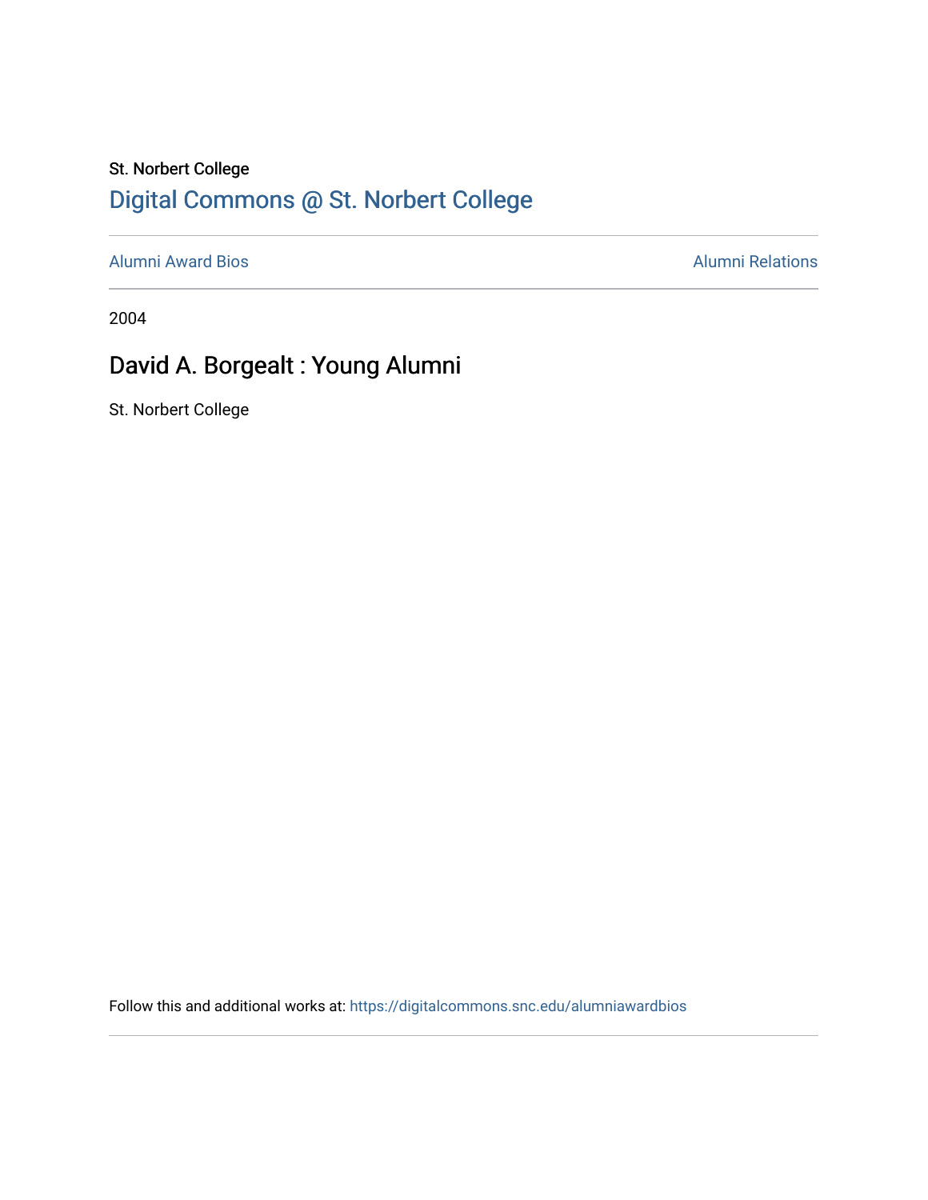St. Norbert College

# Digital Commons @ St. Norbert College

Alumni Award Bios | Alumni Relations

2004

## David A. Borgealt : Young Alumni

St. Norbert College

Follow this and additional works at: https://digitalcommons.snc.edu/alumniawardbios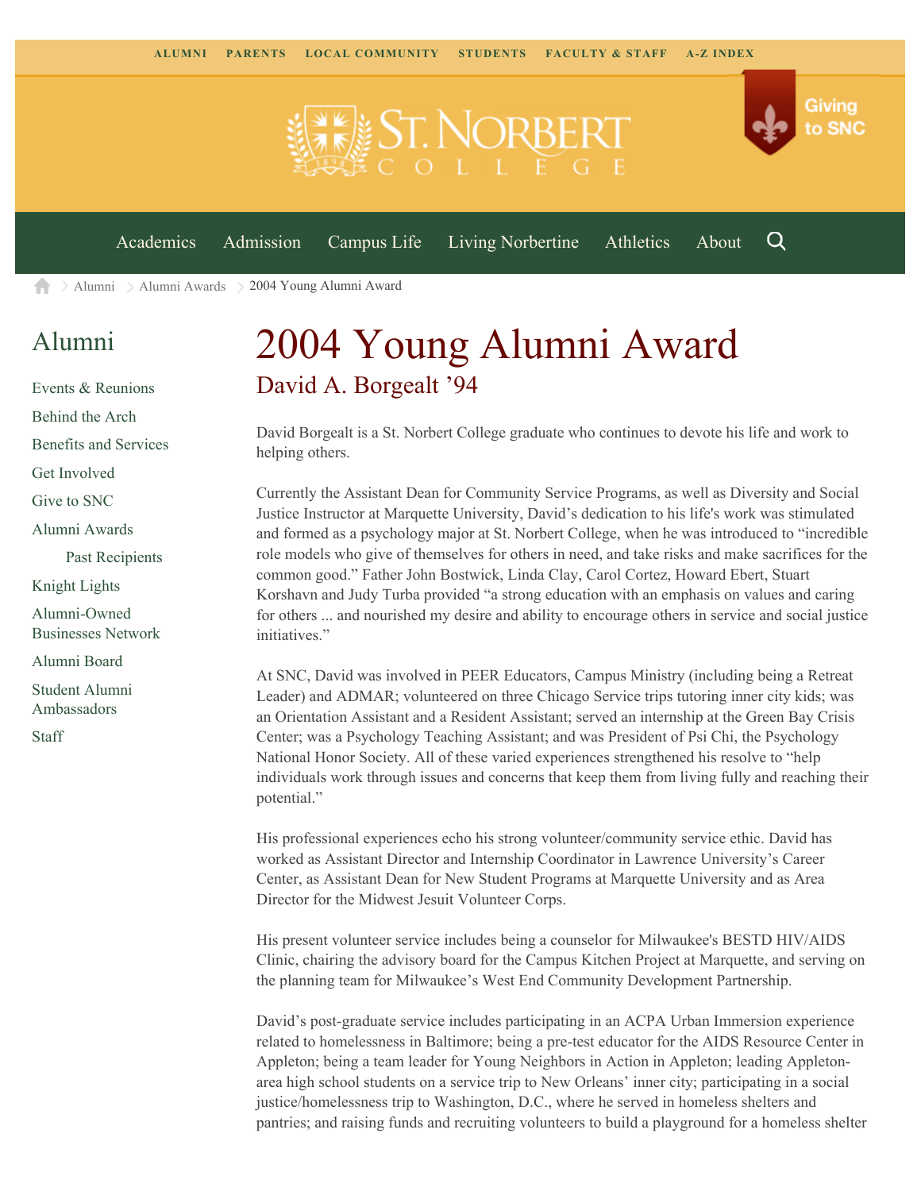ALUMNI PARENTS LOCAL COMMUNITY STUDENTS FACULTY & STAFF A-Z INDEX

Giving to SNC

Academics Admission Campus Life Living Norbertine Athletics About

Alumni > Alumni Awards > 2004 Young Alumni Award

## Alumni

- Events & Reunions
- Behind the Arch
- Benefits and Services
- Get Involved
- Give to SNC
- Alumni Awards
  - Past Recipients
- Knight Lights
- Alumni-Owned Businesses Network
- Alumni Board
- Student Alumni Ambassadors
- Staff

# 2004 Young Alumni Award

## David A. Borgealt '94

David Borgealt is a St. Norbert College graduate who continues to devote his life and work to helping others.

Currently the Assistant Dean for Community Service Programs, as well as Diversity and Social Justice Instructor at Marquette University, David's dedication to his life's work was stimulated and formed as a psychology major at St. Norbert College, when he was introduced to "incredible role models who give of themselves for others in need, and take risks and make sacrifices for the common good." Father John Bostwick, Linda Clay, Carol Cortez, Howard Ebert, Stuart Korshavn and Judy Turba provided "a strong education with an emphasis on values and caring for others ... and nourished my desire and ability to encourage others in service and social justice initiatives."

At SNC, David was involved in PEER Educators, Campus Ministry (including being a Retreat Leader) and ADMAR; volunteered on three Chicago Service trips tutoring inner city kids; was an Orientation Assistant and a Resident Assistant; served an internship at the Green Bay Crisis Center; was a Psychology Teaching Assistant; and was President of Psi Chi, the Psychology National Honor Society. All of these varied experiences strengthened his resolve to "help individuals work through issues and concerns that keep them from living fully and reaching their potential."

His professional experiences echo his strong volunteer/community service ethic. David has worked as Assistant Director and Internship Coordinator in Lawrence University's Career Center, as Assistant Dean for New Student Programs at Marquette University and as Area Director for the Midwest Jesuit Volunteer Corps.

His present volunteer service includes being a counselor for Milwaukee's BESTD HIV/AIDS Clinic, chairing the advisory board for the Campus Kitchen Project at Marquette, and serving on the planning team for Milwaukee's West End Community Development Partnership.

David's post-graduate service includes participating in an ACPA Urban Immersion experience related to homelessness in Baltimore; being a pre-test educator for the AIDS Resource Center in Appleton; being a team leader for Young Neighbors in Action in Appleton; leading Appleton-area high school students on a service trip to New Orleans' inner city; participating in a social justice/homelessness trip to Washington, D.C., where he served in homeless shelters and pantries; and raising funds and recruiting volunteers to build a playground for a homeless shelter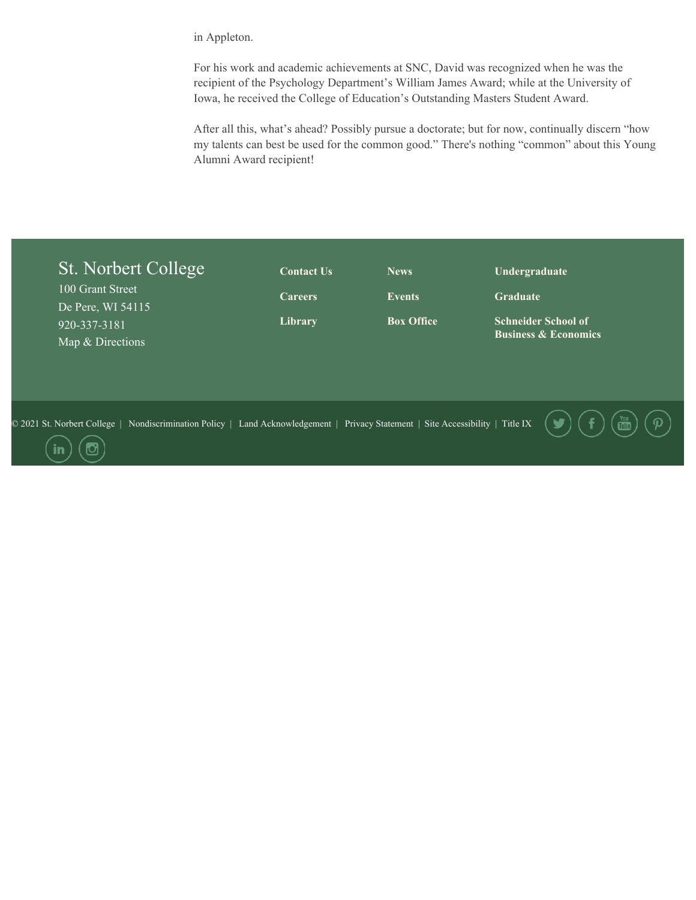in Appleton.

For his work and academic achievements at SNC, David was recognized when he was the recipient of the Psychology Department’s William James Award; while at the University of Iowa, he received the College of Education’s Outstanding Masters Student Award.

After all this, what’s ahead? Possibly pursue a doctorate; but for now, continually discern “how my talents can best be used for the common good.” There's nothing “common” about this Young Alumni Award recipient!

St. Norbert College
100 Grant Street
De Pere, WI 54115
920-337-3181
Map & Directions

**Contact Us**
**Careers**
**Library**
**News**
**Events**
**Box Office**
**Undergraduate**
**Graduate**
**Schneider School of Business & Economics**

© 2021 St. Norbert College | Nondiscrimination Policy | Land Acknowledgement | Privacy Statement | Site Accessibility | Title IX